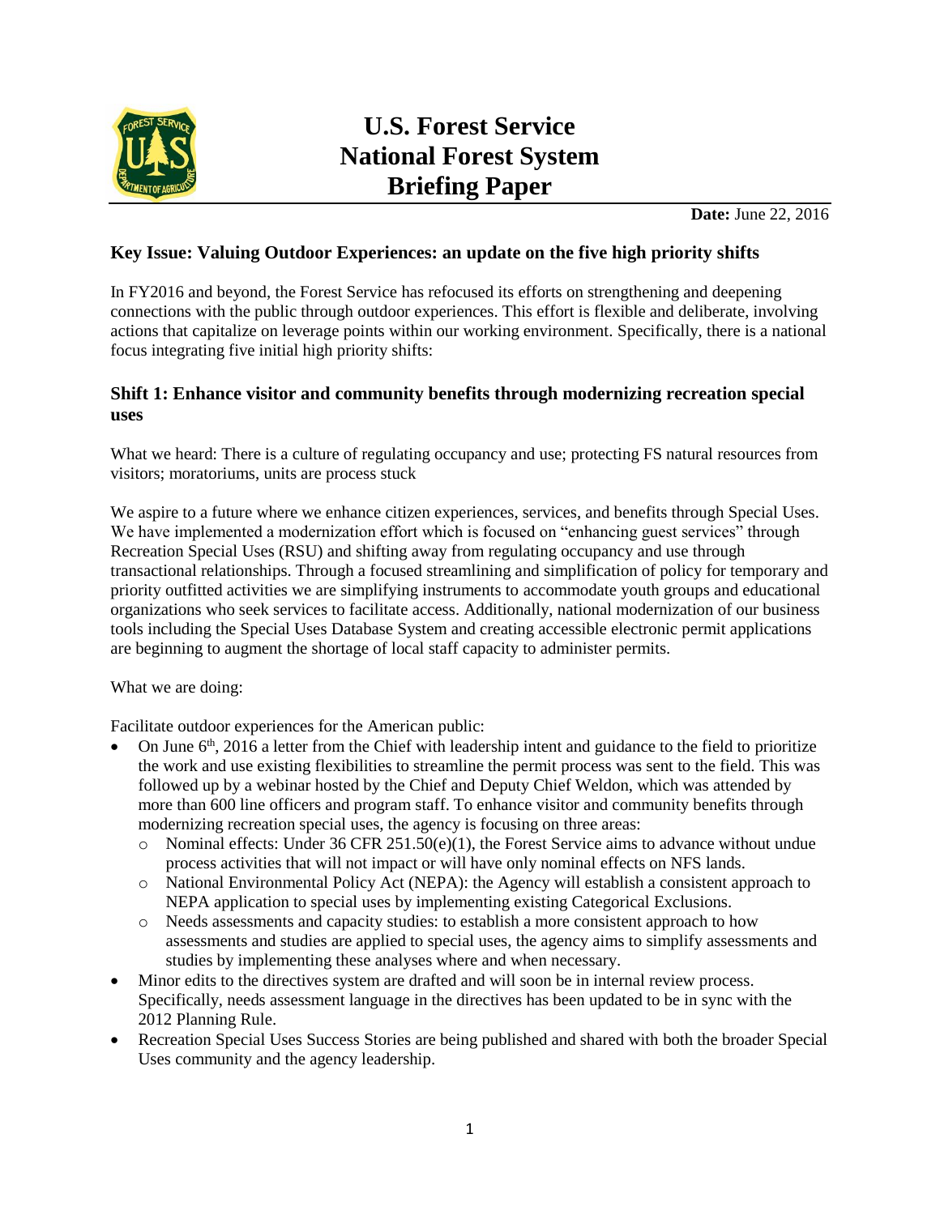# U.S. Forest Service National Forest System Briefing Paper

**Date:** June 22, 2016

## Key Issue: Valuing Outdoor Experiences: an update on the five high priority shifts

In FY2016 and beyond, the Forest Service has refocused its efforts on strengthening and deepening connections with the public through outdoor experiences. This effort is flexible and deliberate, involving actions that capitalize on leverage points within our working environment. Specifically, there is a national focus integrating five initial high priority shifts:

### Shift 1: Enhance visitor and community benefits through modernizing recreation special uses

What we heard: There is a culture of regulating occupancy and use; protecting FS natural resources from visitors; moratoriums, units are process stuck

We aspire to a future where we enhance citizen experiences, services, and benefits through Special Uses. We have implemented a modernization effort which is focused on "enhancing guest services" through Recreation Special Uses (RSU) and shifting away from regulating occupancy and use through transactional relationships. Through a focused streamlining and simplification of policy for temporary and priority outfitted activities we are simplifying instruments to accommodate youth groups and educational organizations who seek services to facilitate access. Additionally, national modernization of our business tools including the Special Uses Database System and creating accessible electronic permit applications are beginning to augment the shortage of local staff capacity to administer permits.

What we are doing:

Facilitate outdoor experiences for the American public:

- On June 6th, 2016 a letter from the Chief with leadership intent and guidance to the field to prioritize the work and use existing flexibilities to streamline the permit process was sent to the field. This was followed up by a webinar hosted by the Chief and Deputy Chief Weldon, which was attended by more than 600 line officers and program staff. To enhance visitor and community benefits through modernizing recreation special uses, the agency is focusing on three areas:
  - Nominal effects: Under 36 CFR 251.50(e)(1), the Forest Service aims to advance without undue process activities that will not impact or will have only nominal effects on NFS lands.
  - National Environmental Policy Act (NEPA): the Agency will establish a consistent approach to NEPA application to special uses by implementing existing Categorical Exclusions.
  - Needs assessments and capacity studies: to establish a more consistent approach to how assessments and studies are applied to special uses, the agency aims to simplify assessments and studies by implementing these analyses where and when necessary.
- Minor edits to the directives system are drafted and will soon be in internal review process. Specifically, needs assessment language in the directives has been updated to be in sync with the 2012 Planning Rule.
- Recreation Special Uses Success Stories are being published and shared with both the broader Special Uses community and the agency leadership.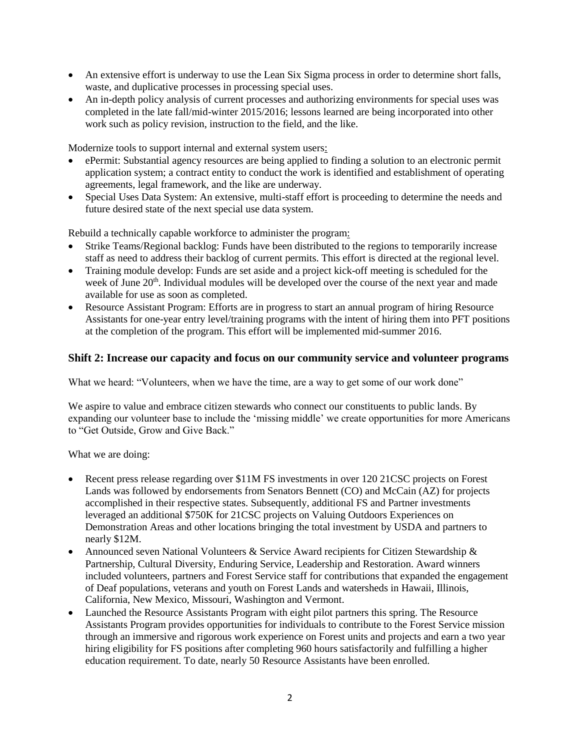- An extensive effort is underway to use the Lean Six Sigma process in order to determine short falls, waste, and duplicative processes in processing special uses.
- An in-depth policy analysis of current processes and authorizing environments for special uses was completed in the late fall/mid-winter 2015/2016; lessons learned are being incorporated into other work such as policy revision, instruction to the field, and the like.

Modernize tools to support internal and external system users:

- ePermit: Substantial agency resources are being applied to finding a solution to an electronic permit application system; a contract entity to conduct the work is identified and establishment of operating agreements, legal framework, and the like are underway.
- Special Uses Data System: An extensive, multi-staff effort is proceeding to determine the needs and future desired state of the next special use data system.

Rebuild a technically capable workforce to administer the program:

- Strike Teams/Regional backlog: Funds have been distributed to the regions to temporarily increase staff as need to address their backlog of current permits. This effort is directed at the regional level.
- Training module develop: Funds are set aside and a project kick-off meeting is scheduled for the week of June 20th. Individual modules will be developed over the course of the next year and made available for use as soon as completed.
- Resource Assistant Program: Efforts are in progress to start an annual program of hiring Resource Assistants for one-year entry level/training programs with the intent of hiring them into PFT positions at the completion of the program. This effort will be implemented mid-summer 2016.

## Shift 2: Increase our capacity and focus on our community service and volunteer programs

What we heard: "Volunteers, when we have the time, are a way to get some of our work done"

We aspire to value and embrace citizen stewards who connect our constituents to public lands. By expanding our volunteer base to include the 'missing middle' we create opportunities for more Americans to "Get Outside, Grow and Give Back."

What we are doing:

- Recent press release regarding over $11M FS investments in over 120 21CSC projects on Forest Lands was followed by endorsements from Senators Bennett (CO) and McCain (AZ) for projects accomplished in their respective states. Subsequently, additional FS and Partner investments leveraged an additional $750K for 21CSC projects on Valuing Outdoors Experiences on Demonstration Areas and other locations bringing the total investment by USDA and partners to nearly $12M.
- Announced seven National Volunteers & Service Award recipients for Citizen Stewardship & Partnership, Cultural Diversity, Enduring Service, Leadership and Restoration. Award winners included volunteers, partners and Forest Service staff for contributions that expanded the engagement of Deaf populations, veterans and youth on Forest Lands and watersheds in Hawaii, Illinois, California, New Mexico, Missouri, Washington and Vermont.
- Launched the Resource Assistants Program with eight pilot partners this spring. The Resource Assistants Program provides opportunities for individuals to contribute to the Forest Service mission through an immersive and rigorous work experience on Forest units and projects and earn a two year hiring eligibility for FS positions after completing 960 hours satisfactorily and fulfilling a higher education requirement. To date, nearly 50 Resource Assistants have been enrolled.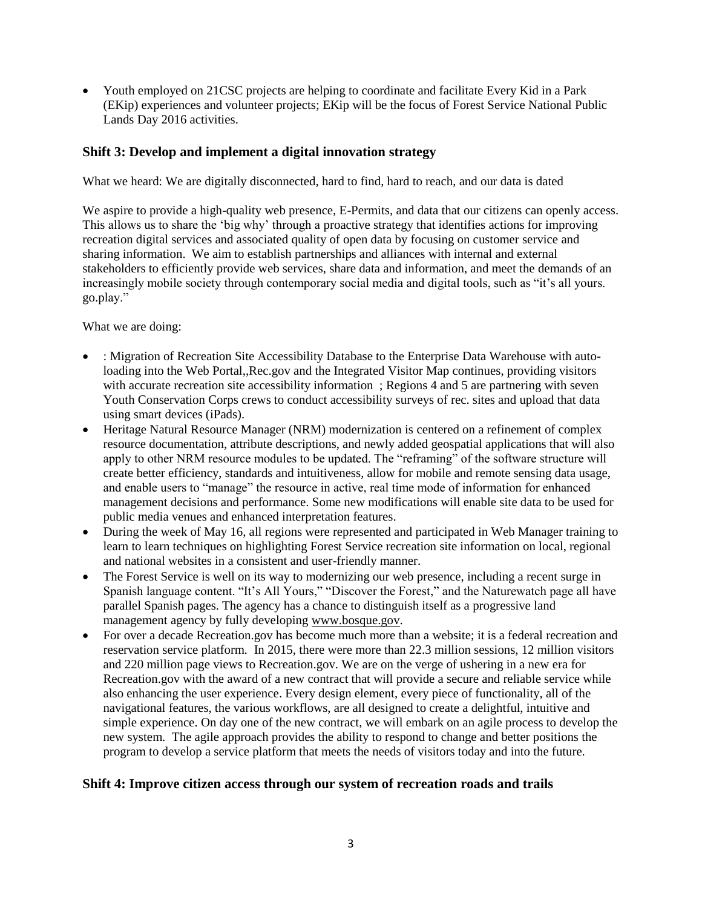- Youth employed on 21CSC projects are helping to coordinate and facilitate Every Kid in a Park (EKip) experiences and volunteer projects; EKip will be the focus of Forest Service National Public Lands Day 2016 activities.

### Shift 3: Develop and implement a digital innovation strategy

What we heard: We are digitally disconnected, hard to find, hard to reach, and our data is dated

We aspire to provide a high-quality web presence, E-Permits, and data that our citizens can openly access. This allows us to share the 'big why' through a proactive strategy that identifies actions for improving recreation digital services and associated quality of open data by focusing on customer service and sharing information. We aim to establish partnerships and alliances with internal and external stakeholders to efficiently provide web services, share data and information, and meet the demands of an increasingly mobile society through contemporary social media and digital tools, such as "it's all yours. go.play."

What we are doing:

- : Migration of Recreation Site Accessibility Database to the Enterprise Data Warehouse with auto-loading into the Web Portal,,Rec.gov and the Integrated Visitor Map continues, providing visitors with accurate recreation site accessibility information ; Regions 4 and 5 are partnering with seven Youth Conservation Corps crews to conduct accessibility surveys of rec. sites and upload that data using smart devices (iPads).
- Heritage Natural Resource Manager (NRM) modernization is centered on a refinement of complex resource documentation, attribute descriptions, and newly added geospatial applications that will also apply to other NRM resource modules to be updated. The "reframing" of the software structure will create better efficiency, standards and intuitiveness, allow for mobile and remote sensing data usage, and enable users to "manage" the resource in active, real time mode of information for enhanced management decisions and performance. Some new modifications will enable site data to be used for public media venues and enhanced interpretation features.
- During the week of May 16, all regions were represented and participated in Web Manager training to learn to learn techniques on highlighting Forest Service recreation site information on local, regional and national websites in a consistent and user-friendly manner.
- The Forest Service is well on its way to modernizing our web presence, including a recent surge in Spanish language content. "It's All Yours," "Discover the Forest," and the Naturewatch page all have parallel Spanish pages. The agency has a chance to distinguish itself as a progressive land management agency by fully developing www.bosque.gov.
- For over a decade Recreation.gov has become much more than a website; it is a federal recreation and reservation service platform. In 2015, there were more than 22.3 million sessions, 12 million visitors and 220 million page views to Recreation.gov. We are on the verge of ushering in a new era for Recreation.gov with the award of a new contract that will provide a secure and reliable service while also enhancing the user experience. Every design element, every piece of functionality, all of the navigational features, the various workflows, are all designed to create a delightful, intuitive and simple experience. On day one of the new contract, we will embark on an agile process to develop the new system. The agile approach provides the ability to respond to change and better positions the program to develop a service platform that meets the needs of visitors today and into the future.

### Shift 4: Improve citizen access through our system of recreation roads and trails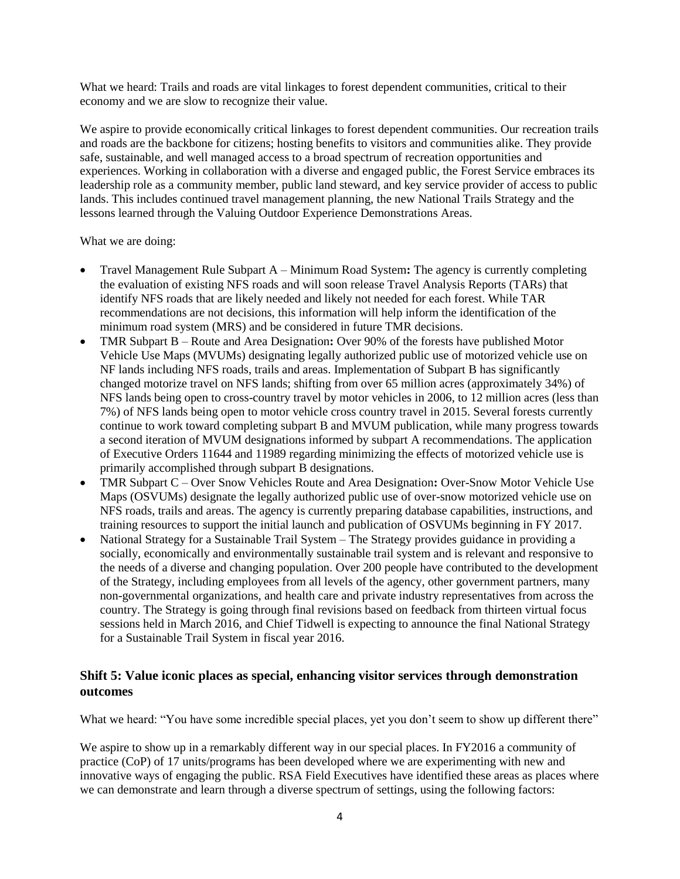What we heard: Trails and roads are vital linkages to forest dependent communities, critical to their economy and we are slow to recognize their value.

We aspire to provide economically critical linkages to forest dependent communities. Our recreation trails and roads are the backbone for citizens; hosting benefits to visitors and communities alike. They provide safe, sustainable, and well managed access to a broad spectrum of recreation opportunities and experiences. Working in collaboration with a diverse and engaged public, the Forest Service embraces its leadership role as a community member, public land steward, and key service provider of access to public lands. This includes continued travel management planning, the new National Trails Strategy and the lessons learned through the Valuing Outdoor Experience Demonstrations Areas.

What we are doing:

- Travel Management Rule Subpart A – Minimum Road System**:** The agency is currently completing the evaluation of existing NFS roads and will soon release Travel Analysis Reports (TARs) that identify NFS roads that are likely needed and likely not needed for each forest. While TAR recommendations are not decisions, this information will help inform the identification of the minimum road system (MRS) and be considered in future TMR decisions.
- TMR Subpart B – Route and Area Designation**:** Over 90% of the forests have published Motor Vehicle Use Maps (MVUMs) designating legally authorized public use of motorized vehicle use on NF lands including NFS roads, trails and areas. Implementation of Subpart B has significantly changed motorize travel on NFS lands; shifting from over 65 million acres (approximately 34%) of NFS lands being open to cross-country travel by motor vehicles in 2006, to 12 million acres (less than 7%) of NFS lands being open to motor vehicle cross country travel in 2015. Several forests currently continue to work toward completing subpart B and MVUM publication, while many progress towards a second iteration of MVUM designations informed by subpart A recommendations. The application of Executive Orders 11644 and 11989 regarding minimizing the effects of motorized vehicle use is primarily accomplished through subpart B designations.
- TMR Subpart C – Over Snow Vehicles Route and Area Designation**:** Over-Snow Motor Vehicle Use Maps (OSVUMs) designate the legally authorized public use of over-snow motorized vehicle use on NFS roads, trails and areas. The agency is currently preparing database capabilities, instructions, and training resources to support the initial launch and publication of OSVUMs beginning in FY 2017.
- National Strategy for a Sustainable Trail System – The Strategy provides guidance in providing a socially, economically and environmentally sustainable trail system and is relevant and responsive to the needs of a diverse and changing population. Over 200 people have contributed to the development of the Strategy, including employees from all levels of the agency, other government partners, many non-governmental organizations, and health care and private industry representatives from across the country. The Strategy is going through final revisions based on feedback from thirteen virtual focus sessions held in March 2016, and Chief Tidwell is expecting to announce the final National Strategy for a Sustainable Trail System in fiscal year 2016.

### Shift 5: Value iconic places as special, enhancing visitor services through demonstration outcomes

What we heard: "You have some incredible special places, yet you don't seem to show up different there"

We aspire to show up in a remarkably different way in our special places. In FY2016 a community of practice (CoP) of 17 units/programs has been developed where we are experimenting with new and innovative ways of engaging the public. RSA Field Executives have identified these areas as places where we can demonstrate and learn through a diverse spectrum of settings, using the following factors: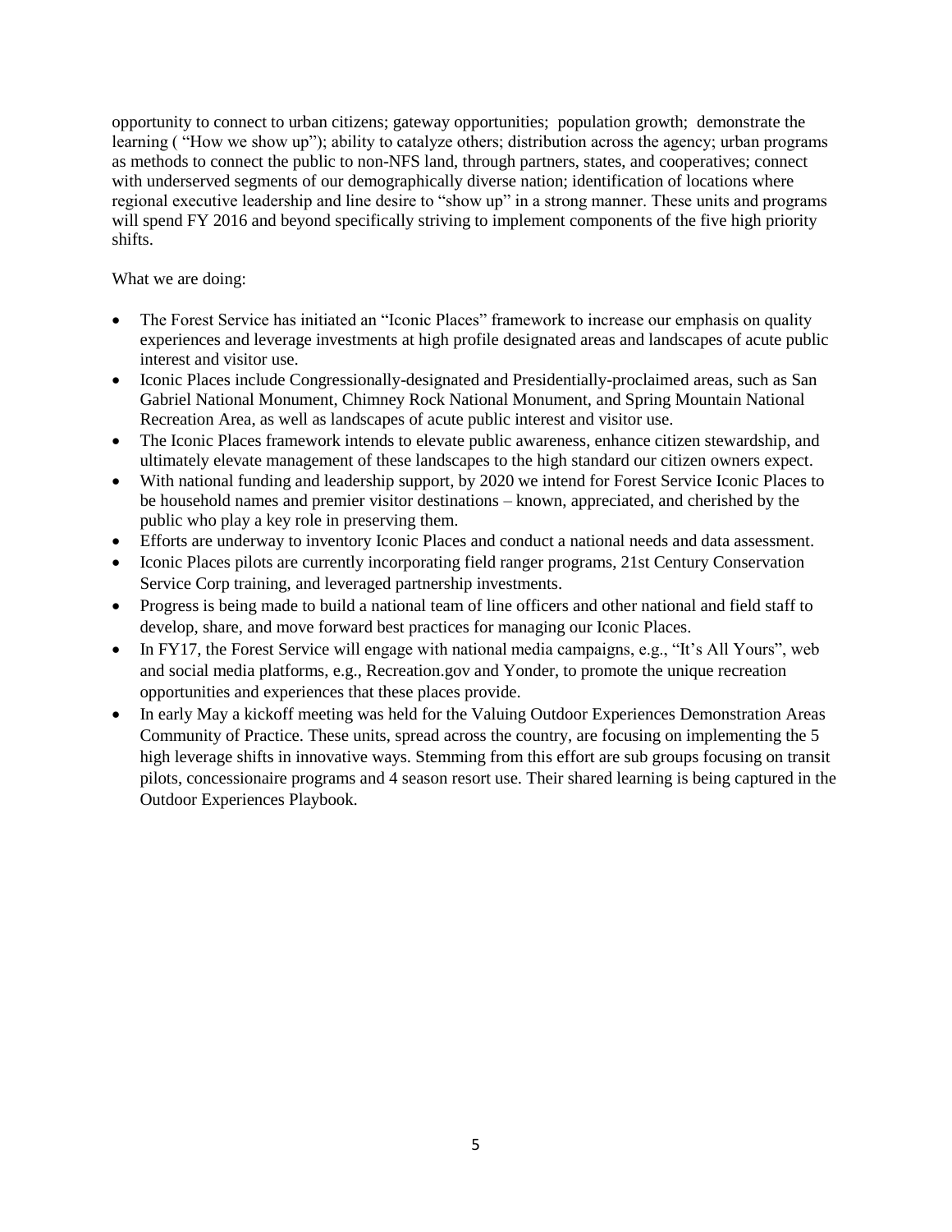opportunity to connect to urban citizens; gateway opportunities; population growth; demonstrate the learning ( "How we show up"); ability to catalyze others; distribution across the agency; urban programs as methods to connect the public to non-NFS land, through partners, states, and cooperatives; connect with underserved segments of our demographically diverse nation; identification of locations where regional executive leadership and line desire to "show up" in a strong manner. These units and programs will spend FY 2016 and beyond specifically striving to implement components of the five high priority shifts.

What we are doing:

- The Forest Service has initiated an "Iconic Places" framework to increase our emphasis on quality experiences and leverage investments at high profile designated areas and landscapes of acute public interest and visitor use.
- Iconic Places include Congressionally-designated and Presidentially-proclaimed areas, such as San Gabriel National Monument, Chimney Rock National Monument, and Spring Mountain National Recreation Area, as well as landscapes of acute public interest and visitor use.
- The Iconic Places framework intends to elevate public awareness, enhance citizen stewardship, and ultimately elevate management of these landscapes to the high standard our citizen owners expect.
- With national funding and leadership support, by 2020 we intend for Forest Service Iconic Places to be household names and premier visitor destinations – known, appreciated, and cherished by the public who play a key role in preserving them.
- Efforts are underway to inventory Iconic Places and conduct a national needs and data assessment.
- Iconic Places pilots are currently incorporating field ranger programs, 21st Century Conservation Service Corp training, and leveraged partnership investments.
- Progress is being made to build a national team of line officers and other national and field staff to develop, share, and move forward best practices for managing our Iconic Places.
- In FY17, the Forest Service will engage with national media campaigns, e.g., "It's All Yours", web and social media platforms, e.g., Recreation.gov and Yonder, to promote the unique recreation opportunities and experiences that these places provide.
- In early May a kickoff meeting was held for the Valuing Outdoor Experiences Demonstration Areas Community of Practice. These units, spread across the country, are focusing on implementing the 5 high leverage shifts in innovative ways. Stemming from this effort are sub groups focusing on transit pilots, concessionaire programs and 4 season resort use. Their shared learning is being captured in the Outdoor Experiences Playbook.